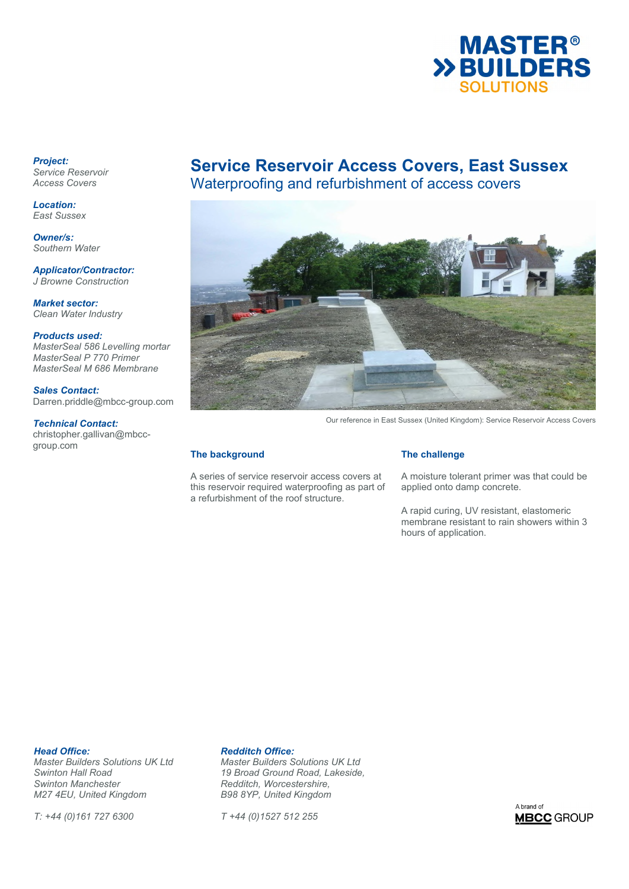# Service Reservoir Access Covers, East Sussex

## Waterproofing and refurbishment of access covers

***Project:***
*Service Reservoir Access Covers*

***Location:***
*East Sussex*

***Owner/s:***
*Southern Water*

***Applicator/Contractor:***
*J Browne Construction*

***Market sector:***
*Clean Water Industry*

***Products used:***
*MasterSeal 586 Levelling mortar*
*MasterSeal P 770 Primer*
*MasterSeal M 686 Membrane*

***Sales Contact:***
Darren.priddle@mbcc-group.com

***Technical Contact:***
christopher.gallivan@mbcc-group.com

Our reference in East Sussex (United Kingdom): Service Reservoir Access Covers

### The background

A series of service reservoir access covers at this reservoir required waterproofing as part of a refurbishment of the roof structure.

### The challenge

A moisture tolerant primer was that could be applied onto damp concrete.

A rapid curing, UV resistant, elastomeric membrane resistant to rain showers within 3 hours of application.

***Head Office:***
*Master Builders Solutions UK Ltd*
*Swinton Hall Road*
*Swinton Manchester*
*M27 4EU, United Kingdom*

*T: +44 (0)161 727 6300*

***Redditch Office:***
*Master Builders Solutions UK Ltd*
*19 Broad Ground Road, Lakeside,*
*Redditch, Worcestershire,*
*B98 8YP, United Kingdom*

*T +44 (0)1527 512 255*

A brand of MBCC GROUP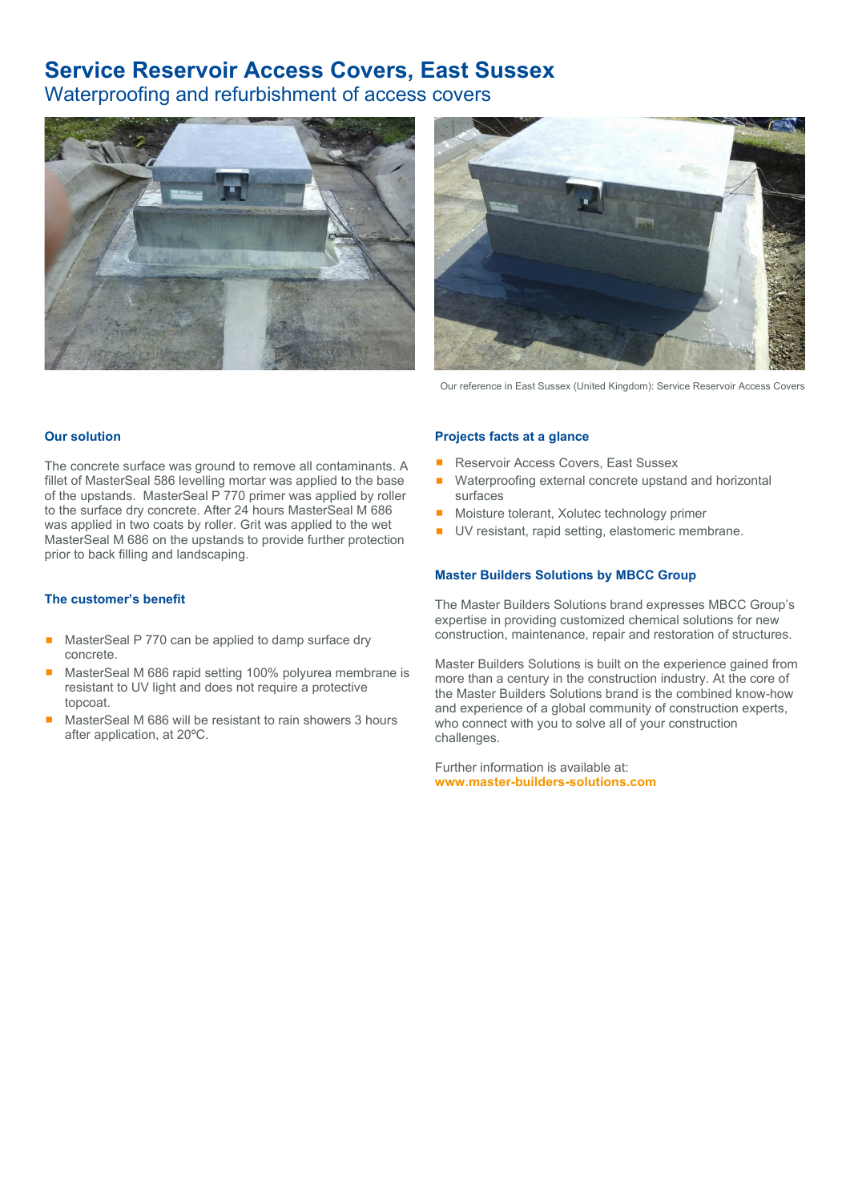# Service Reservoir Access Covers, East Sussex

## Waterproofing and refurbishment of access covers

Our reference in East Sussex (United Kingdom): Service Reservoir Access Covers

### Our solution

The concrete surface was ground to remove all contaminants. A fillet of MasterSeal 586 levelling mortar was applied to the base of the upstands. MasterSeal P 770 primer was applied by roller to the surface dry concrete. After 24 hours MasterSeal M 686 was applied in two coats by roller. Grit was applied to the wet MasterSeal M 686 on the upstands to provide further protection prior to back filling and landscaping.

### The customer's benefit

- MasterSeal P 770 can be applied to damp surface dry concrete.
- MasterSeal M 686 rapid setting 100% polyurea membrane is resistant to UV light and does not require a protective topcoat.
- MasterSeal M 686 will be resistant to rain showers 3 hours after application, at 20ºC.

### Projects facts at a glance

- Reservoir Access Covers, East Sussex
- Waterproofing external concrete upstand and horizontal surfaces
- Moisture tolerant, Xolutec technology primer
- UV resistant, rapid setting, elastomeric membrane.

### Master Builders Solutions by MBCC Group

The Master Builders Solutions brand expresses MBCC Group's expertise in providing customized chemical solutions for new construction, maintenance, repair and restoration of structures.

Master Builders Solutions is built on the experience gained from more than a century in the construction industry. At the core of the Master Builders Solutions brand is the combined know-how and experience of a global community of construction experts, who connect with you to solve all of your construction challenges.

Further information is available at:
**www.master-builders-solutions.com**